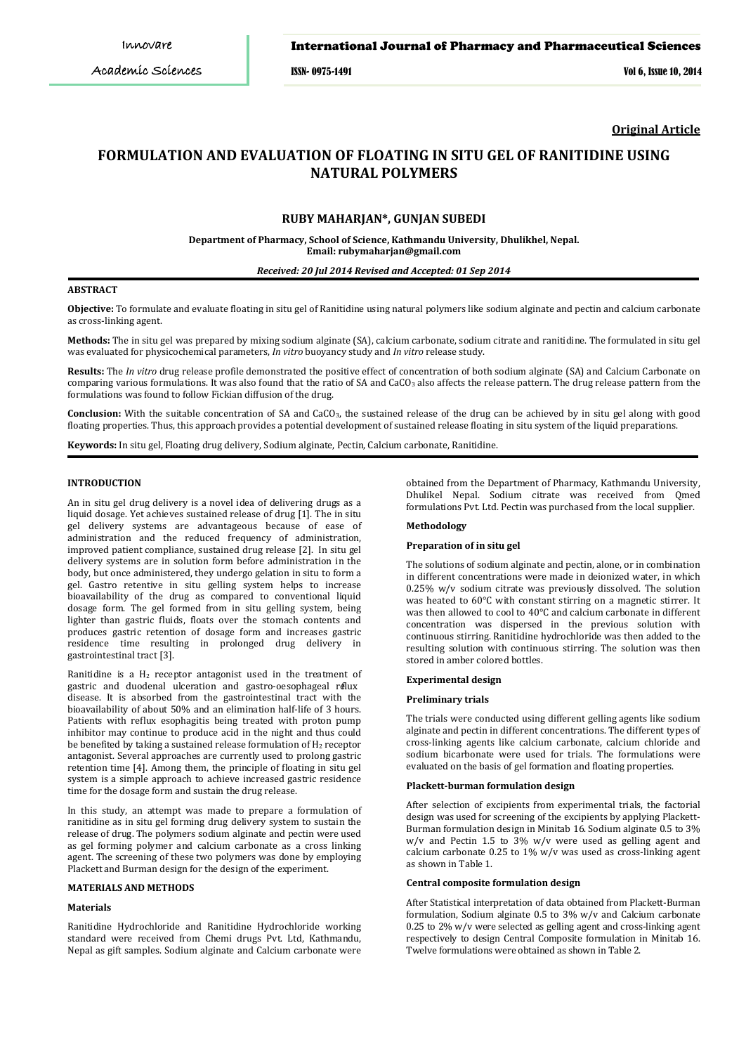**Original Article**

# FORMULATION AND EVALUATION OF FLOATING IN SITU GEL OF RANITIDINE USING NATURAL POLYMERS

## RUBY MAHARJAN*, GUNJAN SUBEDI

**Department of Pharmacy, School of Science, Kathmandu University, Dhulikhel, Nepal.**
**Email: rubymaharjan@gmail.com**

*Received: 20 Jul 2014 Revised and Accepted: 01 Sep 2014*

### ABSTRACT

**Objective:** To formulate and evaluate floating in situ gel of Ranitidine using natural polymers like sodium alginate and pectin and calcium carbonate as cross-linking agent.

**Methods:** The in situ gel was prepared by mixing sodium alginate (SA), calcium carbonate, sodium citrate and ranitidine. The formulated in situ gel was evaluated for physicochemical parameters, *In vitro* buoyancy study and *In vitro* release study.

**Results:** The *In vitro* drug release profile demonstrated the positive effect of concentration of both sodium alginate (SA) and Calcium Carbonate on comparing various formulations. It was also found that the ratio of SA and $CaCO_3$ also affects the release pattern. The drug release pattern from the formulations was found to follow Fickian diffusion of the drug.

**Conclusion:** With the suitable concentration of SA and $CaCO_3$, the sustained release of the drug can be achieved by in situ gel along with good floating properties. Thus, this approach provides a potential development of sustained release floating in situ system of the liquid preparations.

**Keywords:** In situ gel, Floating drug delivery, Sodium alginate, Pectin, Calcium carbonate, Ranitidine.

### INTRODUCTION

An in situ gel drug delivery is a novel idea of delivering drugs as a liquid dosage. Yet achieves sustained release of drug [1]. The in situ gel delivery systems are advantageous because of ease of administration and the reduced frequency of administration, improved patient compliance, sustained drug release [2]. In situ gel delivery systems are in solution form before administration in the body, but once administered, they undergo gelation in situ to form a gel. Gastro retentive in situ gelling system helps to increase bioavailability of the drug as compared to conventional liquid dosage form. The gel formed from in situ gelling system, being lighter than gastric fluids, floats over the stomach contents and produces gastric retention of dosage form and increases gastric residence time resulting in prolonged drug delivery in gastrointestinal tract [3].

Ranitidine is a $H_2$ receptor antagonist used in the treatment of gastric and duodenal ulceration and gastro-oesophageal reflux disease. It is absorbed from the gastrointestinal tract with the bioavailability of about 50% and an elimination half-life of 3 hours. Patients with reflux esophagitis being treated with proton pump inhibitor may continue to produce acid in the night and thus could be benefited by taking a sustained release formulation of $H_2$ receptor antagonist. Several approaches are currently used to prolong gastric retention time [4]. Among them, the principle of floating in situ gel system is a simple approach to achieve increased gastric residence time for the dosage form and sustain the drug release.

In this study, an attempt was made to prepare a formulation of ranitidine as in situ gel forming drug delivery system to sustain the release of drug. The polymers sodium alginate and pectin were used as gel forming polymer and calcium carbonate as a cross linking agent. The screening of these two polymers was done by employing Plackett and Burman design for the design of the experiment.

### MATERIALS AND METHODS

#### Materials

Ranitidine Hydrochloride and Ranitidine Hydrochloride working standard were received from Chemi drugs Pvt. Ltd, Kathmandu, Nepal as gift samples. Sodium alginate and Calcium carbonate were obtained from the Department of Pharmacy, Kathmandu University, Dhulikel Nepal. Sodium citrate was received from Qmed formulations Pvt. Ltd. Pectin was purchased from the local supplier.

#### Methodology

#### Preparation of in situ gel

The solutions of sodium alginate and pectin, alone, or in combination in different concentrations were made in deionized water, in which 0.25% w/v sodium citrate was previously dissolved. The solution was heated to 60°C with constant stirring on a magnetic stirrer. It was then allowed to cool to 40°C and calcium carbonate in different concentration was dispersed in the previous solution with continuous stirring. Ranitidine hydrochloride was then added to the resulting solution with continuous stirring. The solution was then stored in amber colored bottles.

#### Experimental design

#### Preliminary trials

The trials were conducted using different gelling agents like sodium alginate and pectin in different concentrations. The different types of cross-linking agents like calcium carbonate, calcium chloride and sodium bicarbonate were used for trials. The formulations were evaluated on the basis of gel formation and floating properties.

#### Plackett-burman formulation design

After selection of excipients from experimental trials, the factorial design was used for screening of the excipients by applying Plackett-Burman formulation design in Minitab 16. Sodium alginate 0.5 to 3% w/v and Pectin 1.5 to 3% w/v were used as gelling agent and calcium carbonate 0.25 to 1% w/v was used as cross-linking agent as shown in Table 1.

#### Central composite formulation design

After Statistical interpretation of data obtained from Plackett-Burman formulation, Sodium alginate 0.5 to 3% w/v and Calcium carbonate 0.25 to 2% w/v were selected as gelling agent and cross-linking agent respectively to design Central Composite formulation in Minitab 16. Twelve formulations were obtained as shown in Table 2.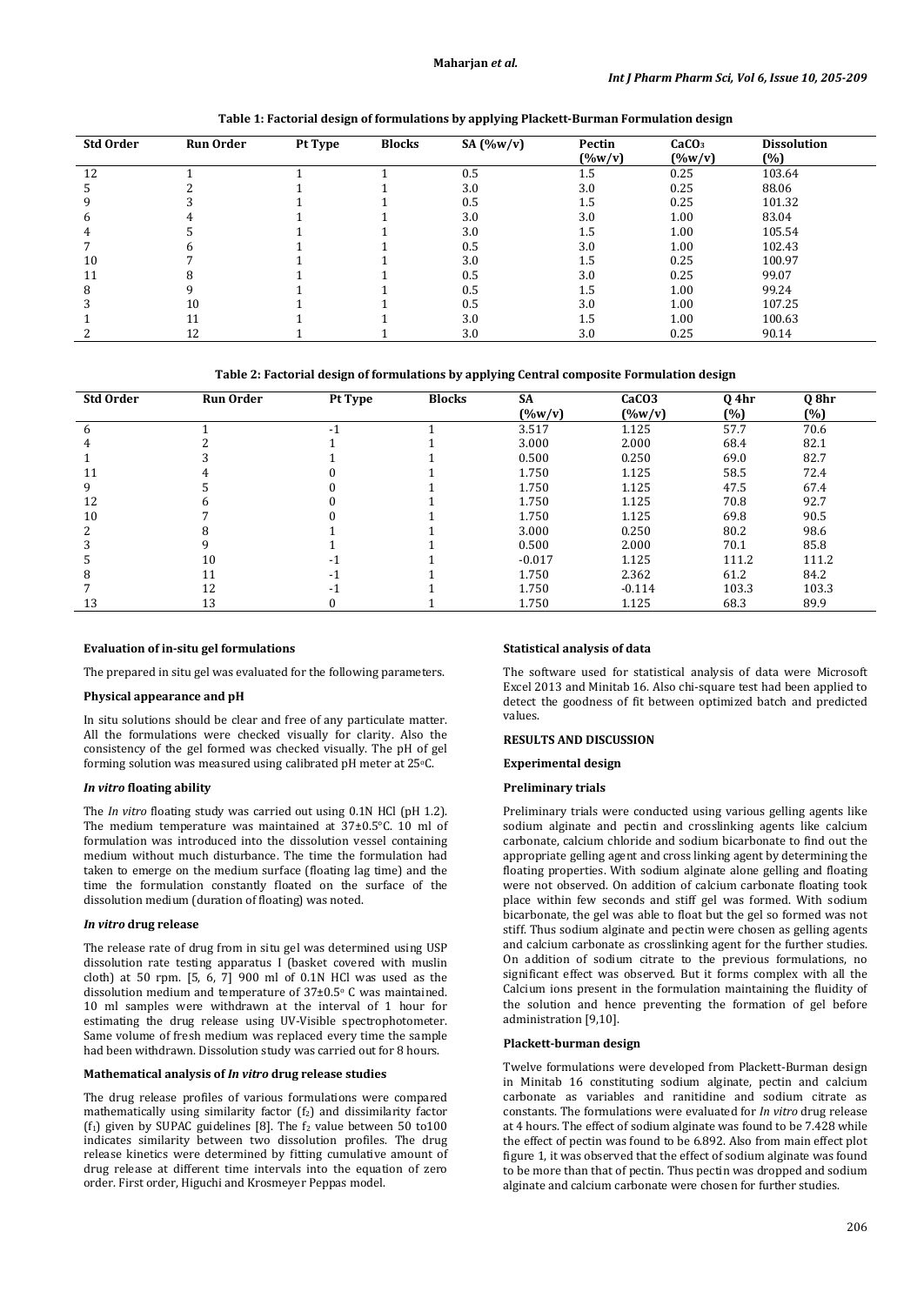**Table 1: Factorial design of formulations by applying Plackett-Burman Formulation design**

| Std Order | Run Order | Pt Type | Blocks | SA (%w/v) | Pectin (%w/v) | $CaCO_3$ (%w/v) | Dissolution (%) |
|---|---|---|---|---|---|---|---|
| 12 | 1 | 1 | 1 | 0.5 | 1.5 | 0.25 | 103.64 |
| 5 | 2 | 1 | 1 | 3.0 | 3.0 | 0.25 | 88.06 |
| 9 | 3 | 1 | 1 | 0.5 | 1.5 | 0.25 | 101.32 |
| 6 | 4 | 1 | 1 | 3.0 | 3.0 | 1.00 | 83.04 |
| 4 | 5 | 1 | 1 | 3.0 | 1.5 | 1.00 | 105.54 |
| 7 | 6 | 1 | 1 | 0.5 | 3.0 | 1.00 | 102.43 |
| 10 | 7 | 1 | 1 | 3.0 | 1.5 | 0.25 | 100.97 |
| 11 | 8 | 1 | 1 | 0.5 | 3.0 | 0.25 | 99.07 |
| 8 | 9 | 1 | 1 | 0.5 | 1.5 | 1.00 | 99.24 |
| 3 | 10 | 1 | 1 | 0.5 | 3.0 | 1.00 | 107.25 |
| 1 | 11 | 1 | 1 | 3.0 | 1.5 | 1.00 | 100.63 |
| 2 | 12 | 1 | 1 | 3.0 | 3.0 | 0.25 | 90.14 |

**Table 2: Factorial design of formulations by applying Central composite Formulation design**

| Std Order | Run Order | Pt Type | Blocks | SA (%w/v) | CaCO3 (%w/v) | Q 4hr (%) | Q 8hr (%) |
|---|---|---|---|---|---|---|---|
| 6 | 1 | -1 | 1 | 3.517 | 1.125 | 57.7 | 70.6 |
| 4 | 2 | 1 | 1 | 3.000 | 2.000 | 68.4 | 82.1 |
| 1 | 3 | 1 | 1 | 0.500 | 0.250 | 69.0 | 82.7 |
| 11 | 4 | 0 | 1 | 1.750 | 1.125 | 58.5 | 72.4 |
| 9 | 5 | 0 | 1 | 1.750 | 1.125 | 47.5 | 67.4 |
| 12 | 6 | 0 | 1 | 1.750 | 1.125 | 70.8 | 92.7 |
| 10 | 7 | 0 | 1 | 1.750 | 1.125 | 69.8 | 90.5 |
| 2 | 8 | 1 | 1 | 3.000 | 0.250 | 80.2 | 98.6 |
| 3 | 9 | 1 | 1 | 0.500 | 2.000 | 70.1 | 85.8 |
| 5 | 10 | -1 | 1 | -0.017 | 1.125 | 111.2 | 111.2 |
| 8 | 11 | -1 | 1 | 1.750 | 2.362 | 61.2 | 84.2 |
| 7 | 12 | -1 | 1 | 1.750 | -0.114 | 103.3 | 103.3 |
| 13 | 13 | 0 | 1 | 1.750 | 1.125 | 68.3 | 89.9 |

### Evaluation of in-situ gel formulations

The prepared in situ gel was evaluated for the following parameters.

#### Physical appearance and pH

In situ solutions should be clear and free of any particulate matter. All the formulations were checked visually for clarity. Also the consistency of the gel formed was checked visually. The pH of gel forming solution was measured using calibrated pH meter at 25°C.

#### *In vitro* floating ability

The *In vitro* floating study was carried out using 0.1N HCl (pH 1.2). The medium temperature was maintained at 37±0.5°C. 10 ml of formulation was introduced into the dissolution vessel containing medium without much disturbance. The time the formulation had taken to emerge on the medium surface (floating lag time) and the time the formulation constantly floated on the surface of the dissolution medium (duration of floating) was noted.

#### *In vitro* drug release

The release rate of drug from in situ gel was determined using USP dissolution rate testing apparatus I (basket covered with muslin cloth) at 50 rpm. [5, 6, 7] 900 ml of 0.1N HCl was used as the dissolution medium and temperature of 37±0.5° C was maintained. 10 ml samples were withdrawn at the interval of 1 hour for estimating the drug release using UV-Visible spectrophotometer. Same volume of fresh medium was replaced every time the sample had been withdrawn. Dissolution study was carried out for 8 hours.

#### Mathematical analysis of *In vitro* drug release studies

The drug release profiles of various formulations were compared mathematically using similarity factor ($f_2$) and dissimilarity factor ($f_1$) given by SUPAC guidelines [8]. The $f_2$ value between 50 to100 indicates similarity between two dissolution profiles. The drug release kinetics were determined by fitting cumulative amount of drug release at different time intervals into the equation of zero order. First order, Higuchi and Krosmeyer Peppas model.

#### Statistical analysis of data

The software used for statistical analysis of data were Microsoft Excel 2013 and Minitab 16. Also chi-square test had been applied to detect the goodness of fit between optimized batch and predicted values.

### RESULTS AND DISCUSSION

#### Experimental design

#### Preliminary trials

Preliminary trials were conducted using various gelling agents like sodium alginate and pectin and crosslinking agents like calcium carbonate, calcium chloride and sodium bicarbonate to find out the appropriate gelling agent and cross linking agent by determining the floating properties. With sodium alginate alone gelling and floating were not observed. On addition of calcium carbonate floating took place within few seconds and stiff gel was formed. With sodium bicarbonate, the gel was able to float but the gel so formed was not stiff. Thus sodium alginate and pectin were chosen as gelling agents and calcium carbonate as crosslinking agent for the further studies. On addition of sodium citrate to the previous formulations, no significant effect was observed. But it forms complex with all the Calcium ions present in the formulation maintaining the fluidity of the solution and hence preventing the formation of gel before administration [9,10].

#### Plackett-burman design

Twelve formulations were developed from Plackett-Burman design in Minitab 16 constituting sodium alginate, pectin and calcium carbonate as variables and ranitidine and sodium citrate as constants. The formulations were evaluated for *In vitro* drug release at 4 hours. The effect of sodium alginate was found to be 7.428 while the effect of pectin was found to be 6.892. Also from main effect plot figure 1, it was observed that the effect of sodium alginate was found to be more than that of pectin. Thus pectin was dropped and sodium alginate and calcium carbonate were chosen for further studies.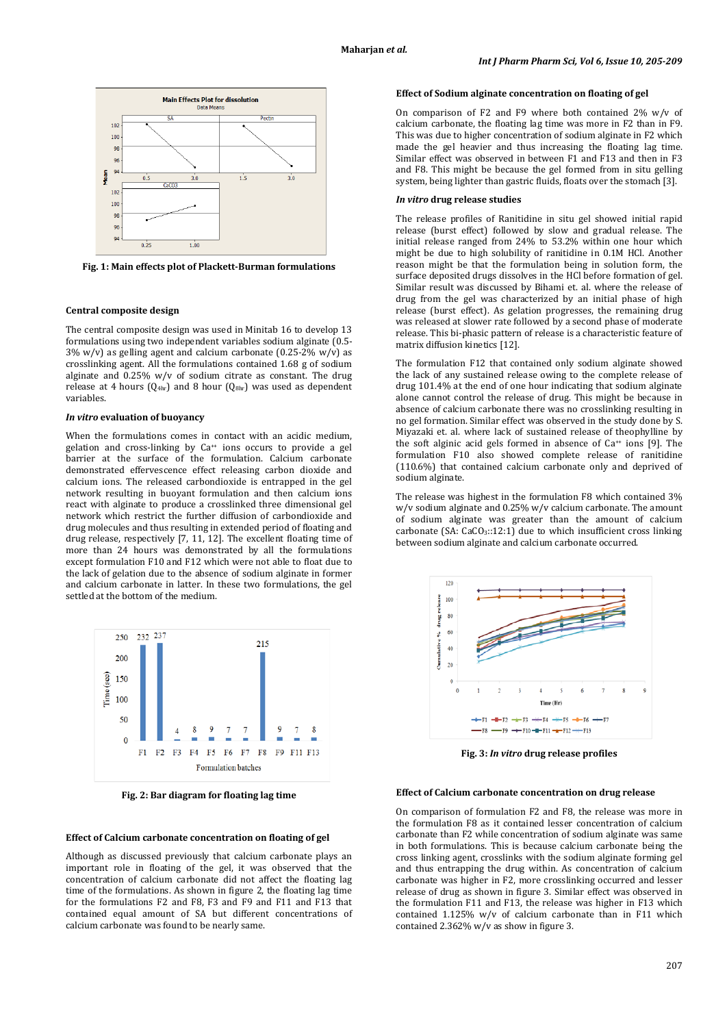Fig. 1: Main effects plot of Plackett-Burman formulations

### Central composite design

The central composite design was used in Minitab 16 to develop 13 formulations using two independent variables sodium alginate (0.5-3% w/v) as gelling agent and calcium carbonate (0.25-2% w/v) as crosslinking agent. All the formulations contained 1.68 g of sodium alginate and 0.25% w/v of sodium citrate as constant. The drug release at 4 hours ($Q_{4hr}$) and 8 hour ($Q_{8hr}$) was used as dependent variables.

### *In vitro* evaluation of buoyancy

When the formulations comes in contact with an acidic medium, gelation and cross-linking by $Ca^{++}$ ions occurs to provide a gel barrier at the surface of the formulation. Calcium carbonate demonstrated effervescence effect releasing carbon dioxide and calcium ions. The released carbondioxide is entrapped in the gel network resulting in buoyant formulation and then calcium ions react with alginate to produce a crosslinked three dimensional gel network which restrict the further diffusion of carbondioxide and drug molecules and thus resulting in extended period of floating and drug release, respectively [7, 11, 12]. The excellent floating time of more than 24 hours was demonstrated by all the formulations except formulation F10 and F12 which were not able to float due to the lack of gelation due to the absence of sodium alginate in former and calcium carbonate in latter. In these two formulations, the gel settled at the bottom of the medium.

Fig. 2: Bar diagram for floating lag time

### Effect of Calcium carbonate concentration on floating of gel

Although as discussed previously that calcium carbonate plays an important role in floating of the gel, it was observed that the concentration of calcium carbonate did not affect the floating lag time of the formulations. As shown in figure 2, the floating lag time for the formulations F2 and F8, F3 and F9 and F11 and F13 that contained equal amount of SA but different concentrations of calcium carbonate was found to be nearly same.

### Effect of Sodium alginate concentration on floating of gel

On comparison of F2 and F9 where both contained 2% w/v of calcium carbonate, the floating lag time was more in F2 than in F9. This was due to higher concentration of sodium alginate in F2 which made the gel heavier and thus increasing the floating lag time. Similar effect was observed in between F1 and F13 and then in F3 and F8. This might be because the gel formed from in situ gelling system, being lighter than gastric fluids, floats over the stomach [3].

### *In vitro* drug release studies

The release profiles of Ranitidine in situ gel showed initial rapid release (burst effect) followed by slow and gradual release. The initial release ranged from 24% to 53.2% within one hour which might be due to high solubility of ranitidine in 0.1M HCl. Another reason might be that the formulation being in solution form, the surface deposited drugs dissolves in the HCl before formation of gel. Similar result was discussed by Bihami et. al. where the release of drug from the gel was characterized by an initial phase of high release (burst effect). As gelation progresses, the remaining drug was released at slower rate followed by a second phase of moderate release. This bi-phasic pattern of release is a characteristic feature of matrix diffusion kinetics [12].

The formulation F12 that contained only sodium alginate showed the lack of any sustained release owing to the complete release of drug 101.4% at the end of one hour indicating that sodium alginate alone cannot control the release of drug. This might be because in absence of calcium carbonate there was no crosslinking resulting in no gel formation. Similar effect was observed in the study done by S. Miyazaki et. al. where lack of sustained release of theophylline by the soft alginic acid gels formed in absence of $Ca^{++}$ ions [9]. The formulation F10 also showed complete release of ranitidine (110.6%) that contained calcium carbonate only and deprived of sodium alginate.

The release was highest in the formulation F8 which contained 3% w/v sodium alginate and 0.25% w/v calcium carbonate. The amount of sodium alginate was greater than the amount of calcium carbonate (SA: $CaCO_3$::12:1) due to which insufficient cross linking between sodium alginate and calcium carbonate occurred.

Fig. 3: *In vitro* drug release profiles

### Effect of Calcium carbonate concentration on drug release

On comparison of formulation F2 and F8, the release was more in the formulation F8 as it contained lesser concentration of calcium carbonate than F2 while concentration of sodium alginate was same in both formulations. This is because calcium carbonate being the cross linking agent, crosslinks with the sodium alginate forming gel and thus entrapping the drug within. As concentration of calcium carbonate was higher in F2, more crosslinking occurred and lesser release of drug as shown in figure 3. Similar effect was observed in the formulation F11 and F13, the release was higher in F13 which contained 1.125% w/v of calcium carbonate than in F11 which contained 2.362% w/v as show in figure 3.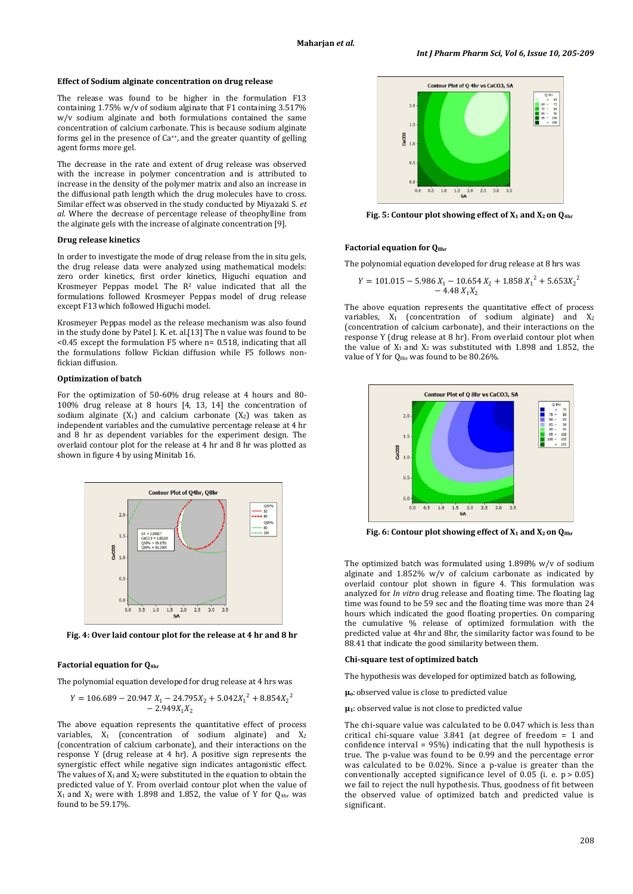#### Effect of Sodium alginate concentration on drug release

The release was found to be higher in the formulation F13 containing 1.75% w/v of sodium alginate that F1 containing 3.517% w/v sodium alginate and both formulations contained the same concentration of calcium carbonate. This is because sodium alginate forms gel in the presence of $Ca^{++}$, and the greater quantity of gelling agent forms more gel.

The decrease in the rate and extent of drug release was observed with the increase in polymer concentration and is attributed to increase in the density of the polymer matrix and also an increase in the diffusional path length which the drug molecules have to cross. Similar effect was observed in the study conducted by Miyazaki S. *et al.* Where the decrease of percentage release of theophylline from the alginate gels with the increase of alginate concentration [9].

#### Drug release kinetics

In order to investigate the mode of drug release from the in situ gels, the drug release data were analyzed using mathematical models: zero order kinetics, first order kinetics, Higuchi equation and Krosmeyer Peppas model. The $R^2$ value indicated that all the formulations followed Krosmeyer Peppas model of drug release except F13 which followed Higuchi model.

Krosmeyer Peppas model as the release mechanism was also found in the study done by Patel J. K. et. al.[13] The n value was found to be <0.45 except the formulation F5 where n= 0.518, indicating that all the formulations follow Fickian diffusion while F5 follows non-fickian diffusion.

#### Optimization of batch

For the optimization of 50-60% drug release at 4 hours and 80-100% drug release at 8 hours [4, 13, 14] the concentration of sodium alginate ($X_1$) and calcium carbonate ($X_2$) was taken as independent variables and the cumulative percentage release at 4 hr and 8 hr as dependent variables for the experiment design. The overlaid contour plot for the release at 4 hr and 8 hr was plotted as shown in figure 4 by using Minitab 16.

Fig. 4: Over laid contour plot for the release at 4 hr and 8 hr

#### Factorial equation for $Q_{4hr}$

The polynomial equation developed for drug release at 4 hrs was

$$Y = 106.689 - 20.947\,X_1 - 24.795X_2 + 5.042{X_1}^2 + 8.854{X_2}^2 - 2.949X_1X_2$$

The above equation represents the quantitative effect of process variables, $X_1$ (concentration of sodium alginate) and $X_2$ (concentration of calcium carbonate), and their interactions on the response Y (drug release at 4 hr). A positive sign represents the synergistic effect while negative sign indicates antagonistic effect. The values of $X_1$ and $X_2$ were substituted in the equation to obtain the predicted value of Y. From overlaid contour plot when the value of $X_1$ and $X_2$ were with 1.898 and 1.852, the value of Y for $Q_{4hr}$ was found to be 59.17%.

Fig. 5: Contour plot showing effect of $X_1$ and $X_2$ on $Q_{4hr}$

#### Factorial equation for $Q_{8hr}$

The polynomial equation developed for drug release at 8 hrs was

$$Y = 101.015 - 5.986\,X_1 - 10.654\,X_2 + 1.858\,{X_1}^2 + 5.653{X_2}^2 - 4.48\,X_1X_2$$

The above equation represents the quantitative effect of process variables, $X_1$ (concentration of sodium alginate) and $X_2$ (concentration of calcium carbonate), and their interactions on the response Y (drug release at 8 hr). From overlaid contour plot when the value of $X_1$ and $X_2$ was substituted with 1.898 and 1.852, the value of Y for $Q_{8hr}$ was found to be 80.26%.

Fig. 6: Contour plot showing effect of $X_1$ and $X_2$ on $Q_{8hr}$

The optimized batch was formulated using 1.898% w/v of sodium alginate and 1.852% w/v of calcium carbonate as indicated by overlaid contour plot shown in figure 4. This formulation was analyzed for *In vitro* drug release and floating time. The floating lag time was found to be 59 sec and the floating time was more than 24 hours which indicated the good floating properties. On comparing the cumulative % release of optimized formulation with the predicted value at 4hr and 8hr, the similarity factor was found to be 88.41 that indicate the good similarity between them.

#### Chi-square test of optimized batch

The hypothesis was developed for optimized batch as following,

$\mu_0$: observed value is close to predicted value

$\mu_1$: observed value is not close to predicted value

The chi-square value was calculated to be 0.047 which is less than critical chi-square value 3.841 (at degree of freedom = 1 and confidence interval = 95%) indicating that the null hypothesis is true. The p-value was found to be 0.99 and the percentage error was calculated to be 0.02%. Since a p-value is greater than the conventionally accepted significance level of 0.05 (i. e. $p > 0.05$) we fail to reject the null hypothesis. Thus, goodness of fit between the observed value of optimized batch and predicted value is significant.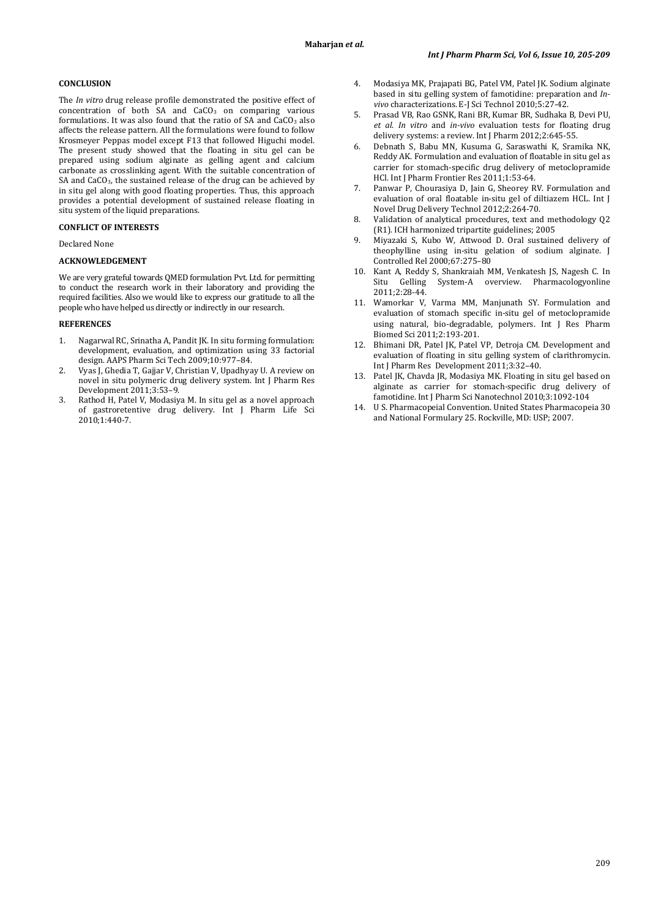## CONCLUSION

The *In vitro* drug release profile demonstrated the positive effect of concentration of both SA and $CaCO_3$ on comparing various formulations. It was also found that the ratio of SA and $CaCO_3$ also affects the release pattern. All the formulations were found to follow Krosmeyer Peppas model except F13 that followed Higuchi model. The present study showed that the floating in situ gel can be prepared using sodium alginate as gelling agent and calcium carbonate as crosslinking agent. With the suitable concentration of SA and $CaCO_3$, the sustained release of the drug can be achieved by in situ gel along with good floating properties. Thus, this approach provides a potential development of sustained release floating in situ system of the liquid preparations.

## CONFLICT OF INTERESTS

Declared None

## ACKNOWLEDGEMENT

We are very grateful towards QMED formulation Pvt. Ltd. for permitting to conduct the research work in their laboratory and providing the required facilities. Also we would like to express our gratitude to all the people who have helped us directly or indirectly in our research.

## REFERENCES

1. Nagarwal RC, Srinatha A, Pandit JK. In situ forming formulation: development, evaluation, and optimization using 33 factorial design. AAPS Pharm Sci Tech 2009;10:977–84.
2. Vyas J, Ghedia T, Gajjar V, Christian V, Upadhyay U. A review on novel in situ polymeric drug delivery system. Int J Pharm Res Development 2011;3:53–9.
3. Rathod H, Patel V, Modasiya M. In situ gel as a novel approach of gastroretentive drug delivery. Int J Pharm Life Sci 2010;1:440-7.
4. Modasiya MK, Prajapati BG, Patel VM, Patel JK. Sodium alginate based in situ gelling system of famotidine: preparation and *In-vivo* characterizations. E-J Sci Technol 2010;5:27-42.
5. Prasad VB, Rao GSNK, Rani BR, Kumar BR, Sudhaka B, Devi PU, *et al*. *In vitro* and *in-vivo* evaluation tests for floating drug delivery systems: a review. Int J Pharm 2012;2:645-55.
6. Debnath S, Babu MN, Kusuma G, Saraswathi K, Sramika NK, Reddy AK. Formulation and evaluation of floatable in situ gel as carrier for stomach-specific drug delivery of metoclopramide HCl. Int J Pharm Frontier Res 2011;1:53-64.
7. Panwar P, Chourasiya D, Jain G, Sheorey RV. Formulation and evaluation of oral floatable in-situ gel of diltiazem HCL. Int J Novel Drug Delivery Technol 2012;2:264-70.
8. Validation of analytical procedures, text and methodology Q2 (R1). ICH harmonized tripartite guidelines; 2005
9. Miyazaki S, Kubo W, Attwood D. Oral sustained delivery of theophylline using in-situ gelation of sodium alginate. J Controlled Rel 2000;67:275–80
10. Kant A, Reddy S, Shankraiah MM, Venkatesh JS, Nagesh C. In Situ Gelling System-A overview. Pharmacologyonline 2011;2:28-44.
11. Wamorkar V, Varma MM, Manjunath SY. Formulation and evaluation of stomach specific in-situ gel of metoclopramide using natural, bio-degradable, polymers. Int J Res Pharm Biomed Sci 2011;2:193-201.
12. Bhimani DR, Patel JK, Patel VP, Detroja CM. Development and evaluation of floating in situ gelling system of clarithromycin. Int J Pharm Res Development 2011;3:32–40.
13. Patel JK, Chavda JR, Modasiya MK. Floating in situ gel based on alginate as carrier for stomach-specific drug delivery of famotidine. Int J Pharm Sci Nanotechnol 2010;3:1092-104
14. U S. Pharmacopeial Convention. United States Pharmacopeia 30 and National Formulary 25. Rockville, MD: USP; 2007.